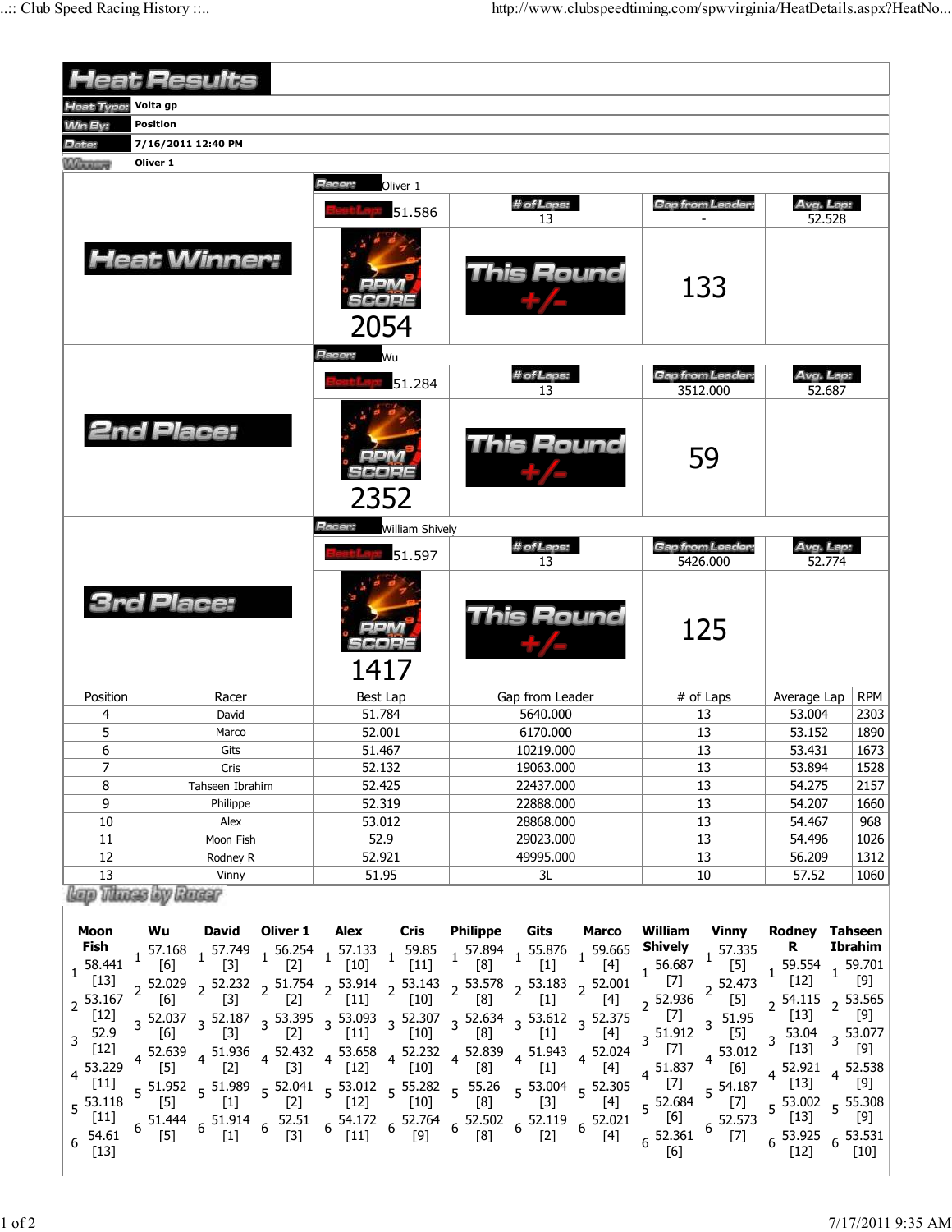# Heat Results

**Heat Type:** Volta gp

**Win By:** Position

**Date:** 7/16/2011 12:40 PM

**Winner:** Oliver 1

## Heat Winner:

**Racer:** Oliver 1

| Best Lap | # of Laps | Gap from Leader | Avg. Lap |
|---|---|---|---|
| 51.586 | 13 | - | 52.528 |

RPM SCORE: 2054

This Round +/-: 133

## 2nd Place:

**Racer:** Wu

| Best Lap | # of Laps | Gap from Leader | Avg. Lap |
|---|---|---|---|
| 51.284 | 13 | 3512.000 | 52.687 |

RPM SCORE: 2352

This Round +/-: 59

## 3rd Place:

**Racer:** William Shively

| Best Lap | # of Laps | Gap from Leader | Avg. Lap |
|---|---|---|---|
| 51.597 | 13 | 5426.000 | 52.774 |

RPM SCORE: 1417

This Round +/-: 125

| Position | Racer | Best Lap | Gap from Leader | # of Laps | Average Lap | RPM |
|---|---|---|---|---|---|---|
| 4 | David | 51.784 | 5640.000 | 13 | 53.004 | 2303 |
| 5 | Marco | 52.001 | 6170.000 | 13 | 53.152 | 1890 |
| 6 | Gits | 51.467 | 10219.000 | 13 | 53.431 | 1673 |
| 7 | Cris | 52.132 | 19063.000 | 13 | 53.894 | 1528 |
| 8 | Tahseen Ibrahim | 52.425 | 22437.000 | 13 | 54.275 | 2157 |
| 9 | Philippe | 52.319 | 22888.000 | 13 | 54.207 | 1660 |
| 10 | Alex | 53.012 | 28868.000 | 13 | 54.467 | 968 |
| 11 | Moon Fish | 52.9 | 29023.000 | 13 | 54.496 | 1026 |
| 12 | Rodney R | 52.921 | 49995.000 | 13 | 56.209 | 1312 |
| 13 | Vinny | 51.95 | 3L | 10 | 57.52 | 1060 |

## Lap Times by Racer

| Lap | Moon Fish | Wu | David | Oliver 1 | Alex | Cris | Philippe | Gits | Marco | William Shively | Vinny | Rodney R | Tahseen Ibrahim |
|---|---|---|---|---|---|---|---|---|---|---|---|---|---|
| 1 | 58.441 [13] | 57.168 [6] | 57.749 [3] | 56.254 [2] | 57.133 [10] | 59.85 [11] | 57.894 [8] | 55.876 [1] | 59.665 [4] | 56.687 [7] | 57.335 [5] | 59.554 [12] | 59.701 [9] |
| 2 | 53.167 [12] | 52.029 [6] | 52.232 [3] | 51.754 [2] | 53.914 [11] | 53.143 [10] | 53.578 [8] | 53.183 [1] | 52.001 [4] | 52.936 [7] | 52.473 [5] | 54.115 [13] | 53.565 [9] |
| 3 | 52.9 [12] | 52.037 [6] | 52.187 [3] | 53.395 [2] | 53.093 [11] | 52.307 [10] | 52.634 [8] | 53.612 [1] | 52.375 [4] | 51.912 [7] | 51.95 [5] | 53.04 [13] | 53.077 [9] |
| 4 | 53.229 [11] | 52.639 [5] | 51.936 [2] | 52.432 [3] | 53.658 [12] | 52.232 [10] | 52.839 [8] | 51.943 [1] | 52.024 [4] | 51.837 [7] | 53.012 [6] | 52.921 [13] | 52.538 [9] |
| 5 | 53.118 [11] | 51.952 [5] | 51.989 [1] | 52.041 [2] | 53.012 [12] | 55.282 [10] | 55.26 [8] | 53.004 [3] | 52.305 [4] | 52.684 [6] | 54.187 [7] | 53.002 [13] | 55.308 [9] |
| 6 | 54.61 [13] | 51.444 [5] | 51.914 [1] | 52.51 [3] | 54.172 [11] | 52.764 [9] | 52.502 [8] | 52.119 [2] | 52.021 [4] | 52.361 [6] | 52.573 [7] | 53.925 [12] | 53.531 [10] |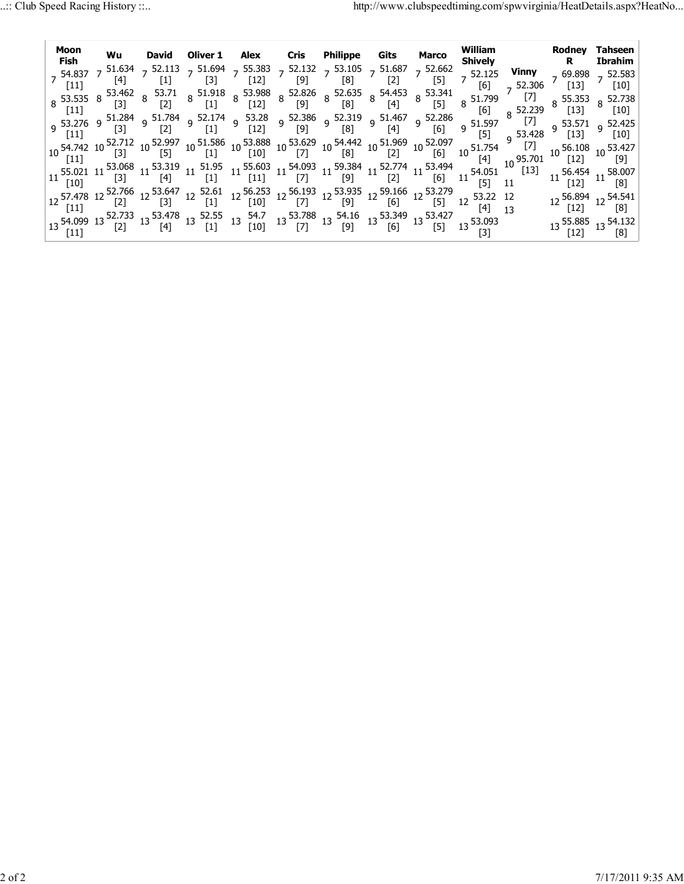| Moon Fish | Wu | David | Oliver 1 | Alex | Cris | Philippe | Gits | Marco | William Shively | Vinny | Rodney R | Tahseen Ibrahim |
|---|---|---|---|---|---|---|---|---|---|---|---|---|
| 7 54.837 [11] | 7 51.634 [4] | 7 52.113 [1] | 7 51.694 [3] | 7 55.383 [12] | 7 52.132 [9] | 7 53.105 [8] | 7 51.687 [2] | 7 52.662 [5] | 7 52.125 [6] | 7 52.306 [7] | 7 69.898 [13] | 7 52.583 [10] |
| 8 53.535 [11] | 8 53.462 [3] | 8 53.71 [2] | 8 51.918 [1] | 8 53.988 [12] | 8 52.826 [9] | 8 52.635 [8] | 8 54.453 [4] | 8 53.341 [5] | 8 51.799 [6] | 8 52.239 [7] | 8 55.353 [13] | 8 52.738 [10] |
| 9 53.276 [11] | 9 51.284 [3] | 9 51.784 [2] | 9 52.174 [1] | 9 53.28 [12] | 9 52.386 [9] | 9 52.319 [8] | 9 51.467 [4] | 9 52.286 [6] | 9 51.597 [5] | 9 53.428 [7] | 9 53.571 [13] | 9 52.425 [10] |
| 10 54.742 [11] | 10 52.712 [3] | 10 52.997 [5] | 10 51.586 [1] | 10 53.888 [10] | 10 53.629 [7] | 10 54.442 [8] | 10 51.969 [2] | 10 52.097 [6] | 10 51.754 [4] | 10 95.701 [13] | 10 56.108 [12] | 10 53.427 [9] |
| 11 55.021 [10] | 11 53.068 [3] | 11 53.319 [4] | 11 51.95 [1] | 11 55.603 [11] | 11 54.093 [7] | 11 59.384 [9] | 11 52.774 [2] | 11 53.494 [6] | 11 54.051 [5] | 11 | 11 56.454 [12] | 11 58.007 [8] |
| 12 57.478 [11] | 12 52.766 [2] | 12 53.647 [3] | 12 52.61 [1] | 12 56.253 [10] | 12 56.193 [7] | 12 53.935 [9] | 12 59.166 [6] | 12 53.279 [5] | 12 53.22 [4] | 12 | 12 56.894 [12] | 12 54.541 [8] |
| 13 54.099 [11] | 13 52.733 [2] | 13 53.478 [4] | 13 52.55 [1] | 13 54.7 [10] | 13 53.788 [7] | 13 54.16 [9] | 13 53.349 [6] | 13 53.427 [5] | 13 53.093 [3] | 13 | 13 55.885 [12] | 13 54.132 [8] |